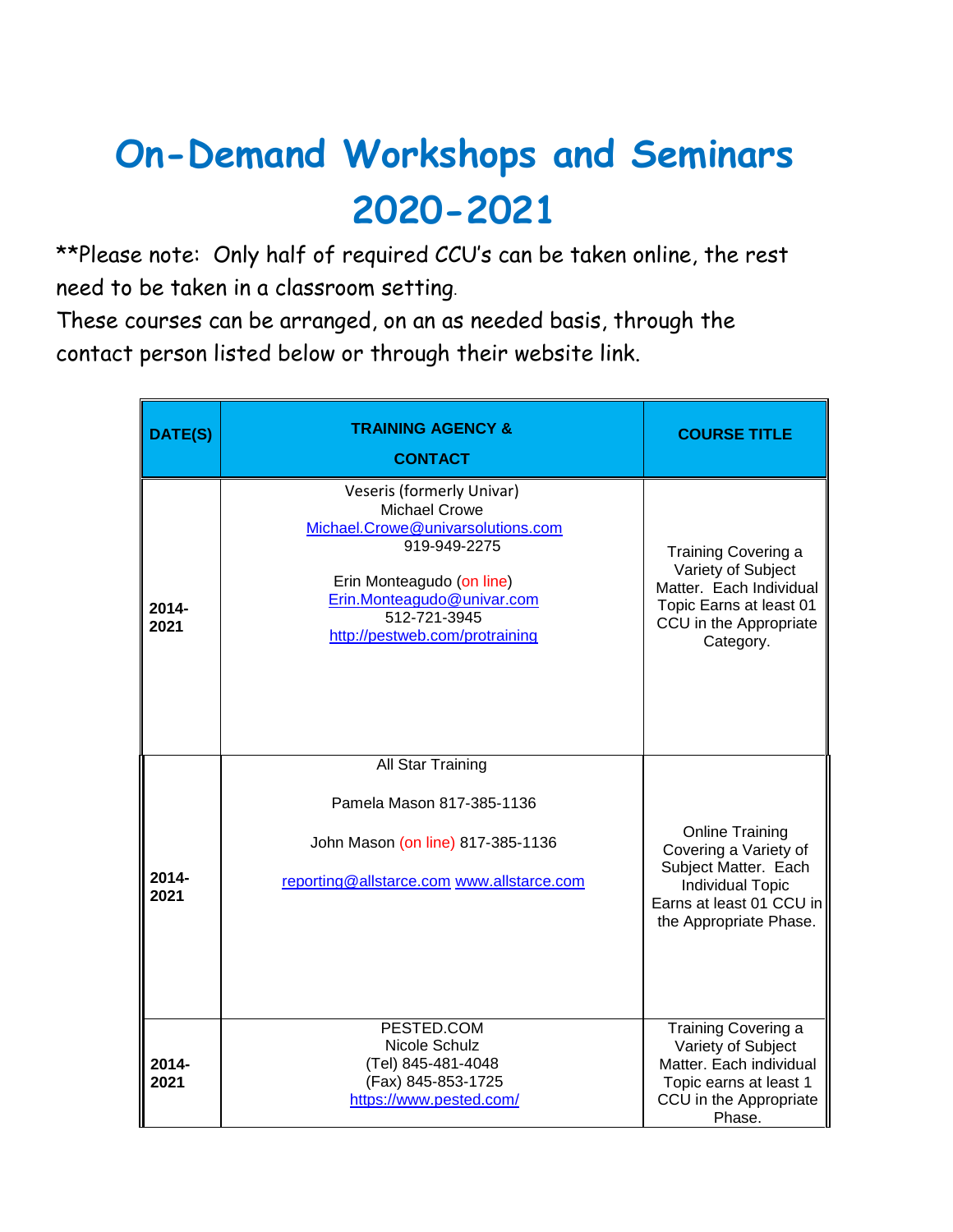# On-Demand Workshops and Seminars 2020-2021

**Please note: Only half of required CCU's can be taken online, the rest need to be taken in a classroom setting.

These courses can be arranged, on an as needed basis, through the contact person listed below or through their website link.

| DATE(S) | TRAINING AGENCY & CONTACT | COURSE TITLE |
|---|---|---|
| **2014-2021** | Veseris (formerly Univar)<br>Michael Crowe<br>Michael.Crowe@univarsolutions.com<br>919-949-2275<br><br>Erin Monteagudo (on line)<br>Erin.Monteagudo@univar.com<br>512-721-3945<br>http://pestweb.com/protraining | Training Covering a Variety of Subject Matter. Each Individual Topic Earns at least 01 CCU in the Appropriate Category. |
| **2014-2021** | All Star Training<br><br>Pamela Mason 817-385-1136<br><br>John Mason (on line) 817-385-1136<br><br>reporting@allstarce.com www.allstarce.com | Online Training Covering a Variety of Subject Matter. Each Individual Topic Earns at least 01 CCU in the Appropriate Phase. |
| **2014-2021** | PESTED.COM<br>Nicole Schulz<br>(Tel) 845-481-4048<br>(Fax) 845-853-1725<br>https://www.pested.com/ | Training Covering a Variety of Subject Matter. Each individual Topic earns at least 1 CCU in the Appropriate Phase. |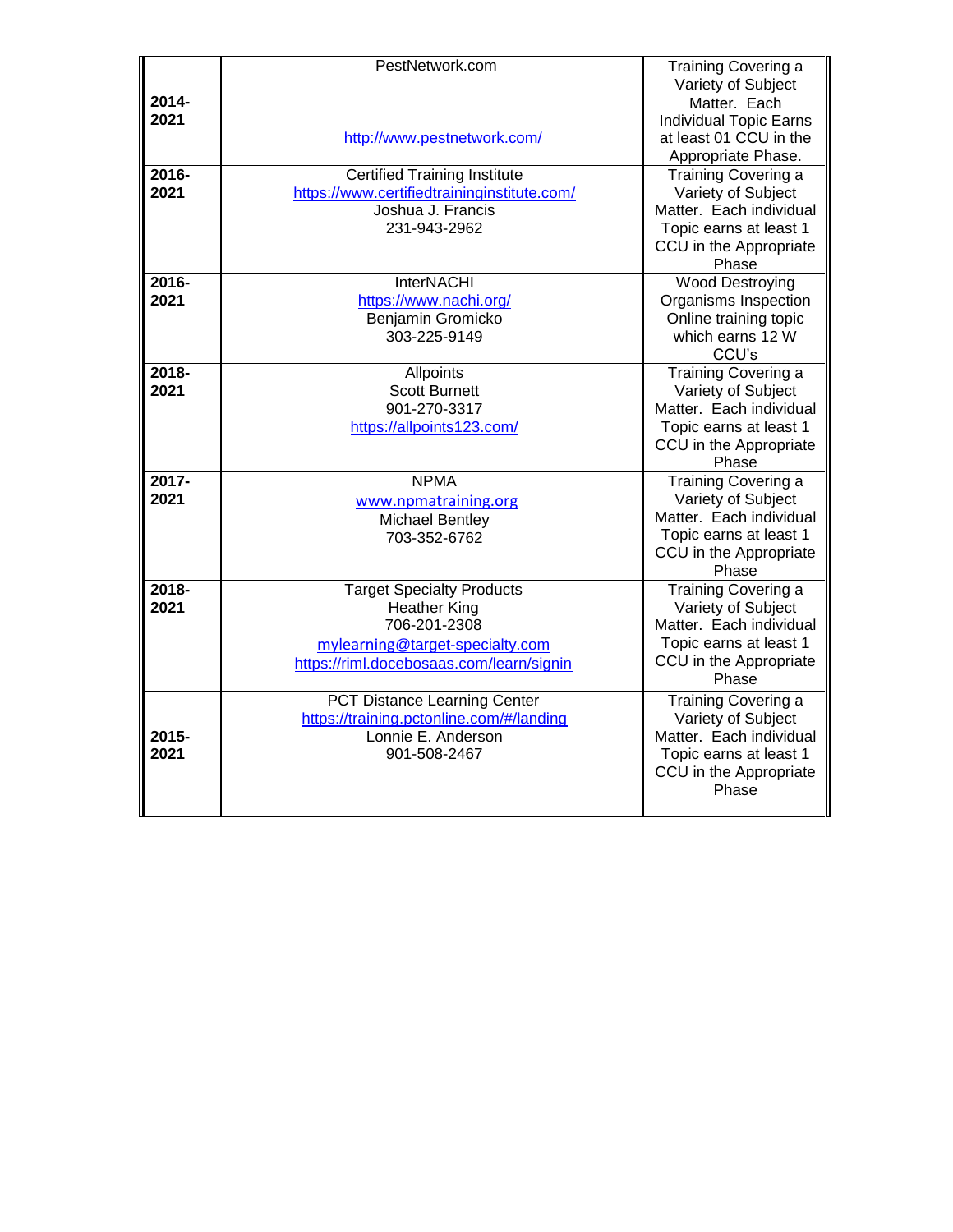| | | |
|---|---|---|
| **2014-2021** | PestNetwork.com<br><br>http://www.pestnetwork.com/ | Training Covering a Variety of Subject Matter. Each Individual Topic Earns at least 01 CCU in the Appropriate Phase. |
| **2016-2021** | Certified Training Institute<br>https://www.certifiedtraininginstitute.com/<br>Joshua J. Francis<br>231-943-2962 | Training Covering a Variety of Subject Matter. Each individual Topic earns at least 1 CCU in the Appropriate Phase |
| **2016-2021** | InterNACHI<br>https://www.nachi.org/<br>Benjamin Gromicko<br>303-225-9149 | Wood Destroying Organisms Inspection Online training topic which earns 12 W CCU's |
| **2018-2021** | Allpoints<br>Scott Burnett<br>901-270-3317<br>https://allpoints123.com/ | Training Covering a Variety of Subject Matter. Each individual Topic earns at least 1 CCU in the Appropriate Phase |
| **2017-2021** | NPMA<br>www.npmatraining.org<br>Michael Bentley<br>703-352-6762 | Training Covering a Variety of Subject Matter. Each individual Topic earns at least 1 CCU in the Appropriate Phase |
| **2018-2021** | Target Specialty Products<br>Heather King<br>706-201-2308<br>mylearning@target-specialty.com<br>https://riml.docebosaas.com/learn/signin | Training Covering a Variety of Subject Matter. Each individual Topic earns at least 1 CCU in the Appropriate Phase |
| **2015-2021** | PCT Distance Learning Center<br>https://training.pctonline.com/#/landing<br>Lonnie E. Anderson<br>901-508-2467 | Training Covering a Variety of Subject Matter. Each individual Topic earns at least 1 CCU in the Appropriate Phase |